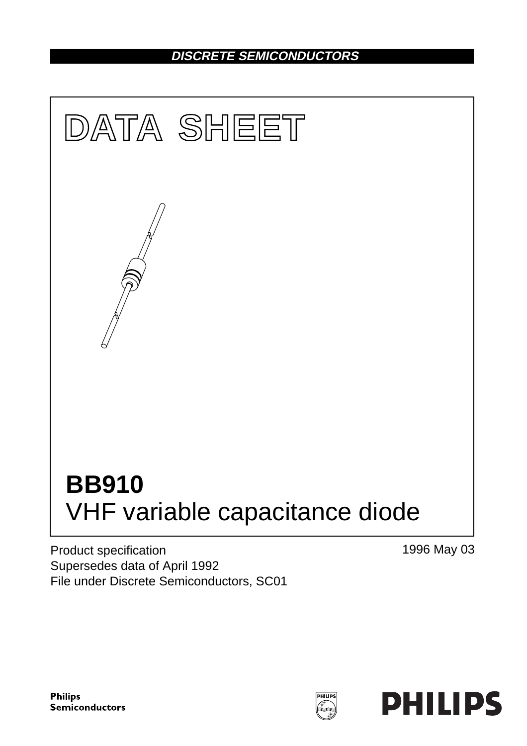DISCRETE SEMICONDUCTORS

# DATA SHEET

# BB910
## VHF variable capacitance diode

Product specification
Supersedes data of April 1992
File under Discrete Semiconductors, SC01

1996 May 03

Philips Semiconductors

PHILIPS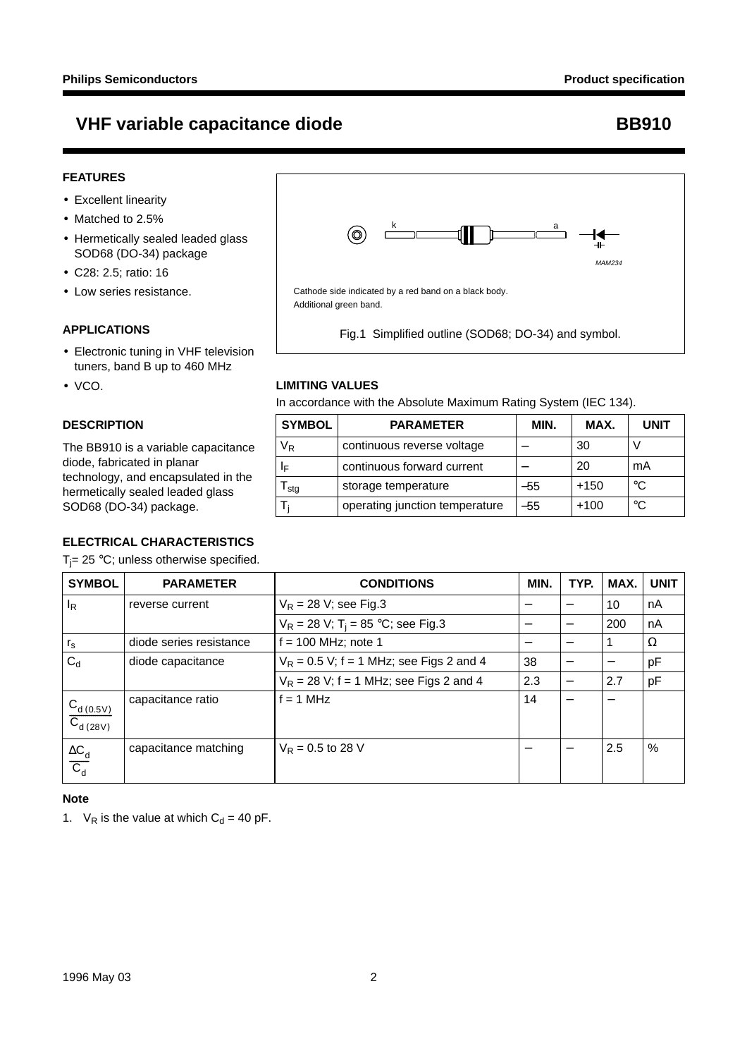# VHF variable capacitance diode — BB910

## FEATURES

- Excellent linearity
- Matched to 2.5%
- Hermetically sealed leaded glass SOD68 (DO-34) package
- C28: 2.5; ratio: 16
- Low series resistance.

## APPLICATIONS

- Electronic tuning in VHF television tuners, band B up to 460 MHz
- VCO.

## DESCRIPTION

The BB910 is a variable capacitance diode, fabricated in planar technology, and encapsulated in the hermetically sealed leaded glass SOD68 (DO-34) package.

Cathode side indicated by a red band on a black body.
Additional green band.

Fig.1 Simplified outline (SOD68; DO-34) and symbol.

## LIMITING VALUES

In accordance with the Absolute Maximum Rating System (IEC 134).

| SYMBOL | PARAMETER | MIN. | MAX. | UNIT |
|---|---|---|---|---|
| $V_R$ | continuous reverse voltage | − | 30 | V |
| $I_F$ | continuous forward current | − | 20 | mA |
| $T_{stg}$ | storage temperature | −55 | +150 | °C |
| $T_j$ | operating junction temperature | −55 | +100 | °C |

## ELECTRICAL CHARACTERISTICS

$T_j$= 25 °C; unless otherwise specified.

| SYMBOL | PARAMETER | CONDITIONS | MIN. | TYP. | MAX. | UNIT |
|---|---|---|---|---|---|---|
| $I_R$ | reverse current | $V_R$ = 28 V; see Fig.3 | − | − | 10 | nA |
| | | $V_R$ = 28 V; $T_j$ = 85 °C; see Fig.3 | − | − | 200 | nA |
| $r_s$ | diode series resistance | f = 100 MHz; note 1 | − | − | 1 | Ω |
| $C_d$ | diode capacitance | $V_R$ = 0.5 V; f = 1 MHz; see Figs 2 and 4 | 38 | − | − | pF |
| | | $V_R$ = 28 V; f = 1 MHz; see Figs 2 and 4 | 2.3 | − | 2.7 | pF |
| $\frac{C_{d\,(0.5V)}}{C_{d\,(28V)}}$ | capacitance ratio | f = 1 MHz | 14 | − | − | |
| $\frac{\Delta C_d}{C_d}$ | capacitance matching | $V_R$ = 0.5 to 28 V | − | − | 2.5 | % |

### Note

1. $V_R$ is the value at which $C_d$ = 40 pF.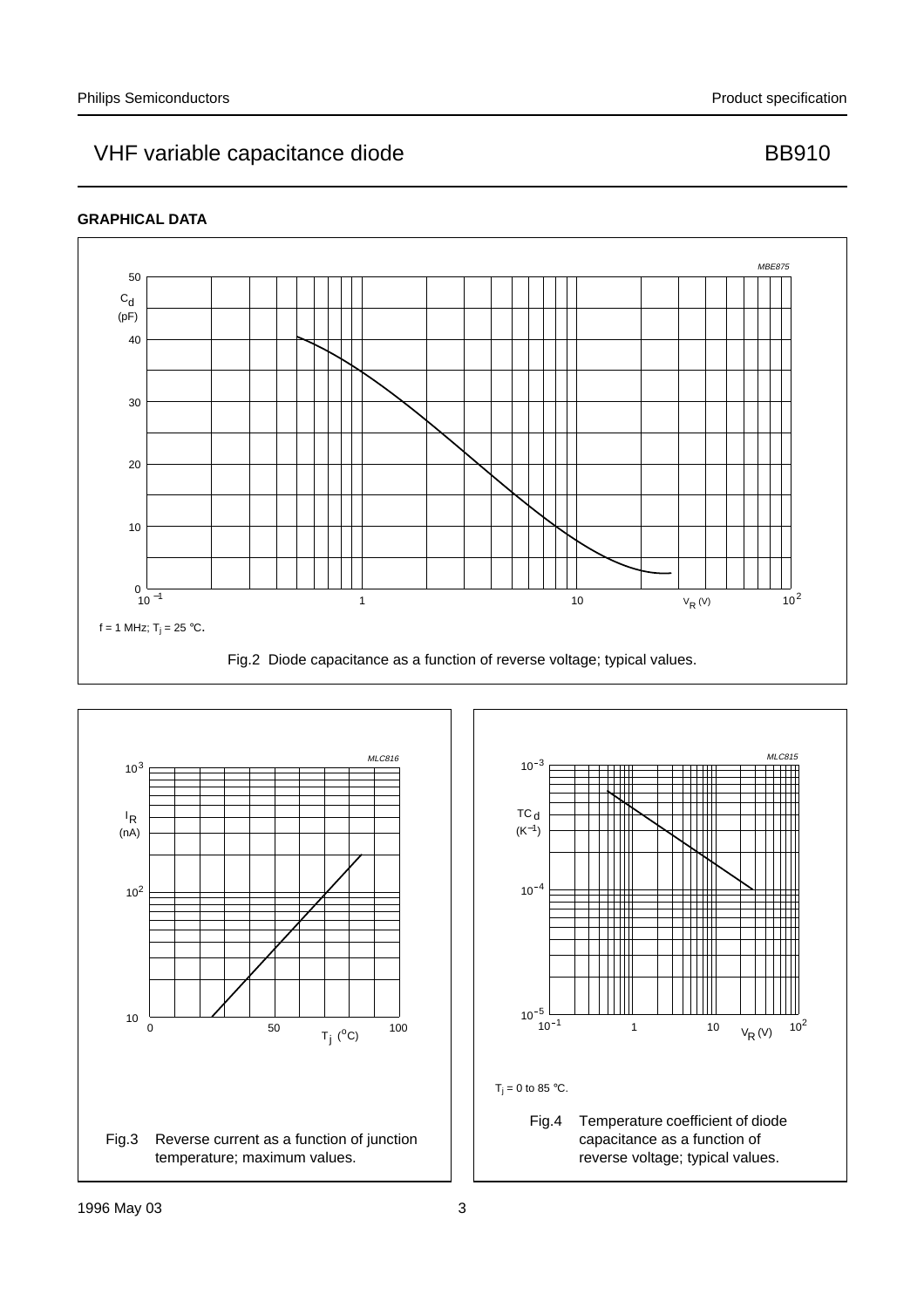## GRAPHICAL DATA

$f = 1$ MHz; $T_j = 25$ °C.

Fig.2 Diode capacitance as a function of reverse voltage; typical values.

Fig.3 Reverse current as a function of junction temperature; maximum values.

$T_j = 0$ to 85 °C.

Fig.4 Temperature coefficient of diode capacitance as a function of reverse voltage; typical values.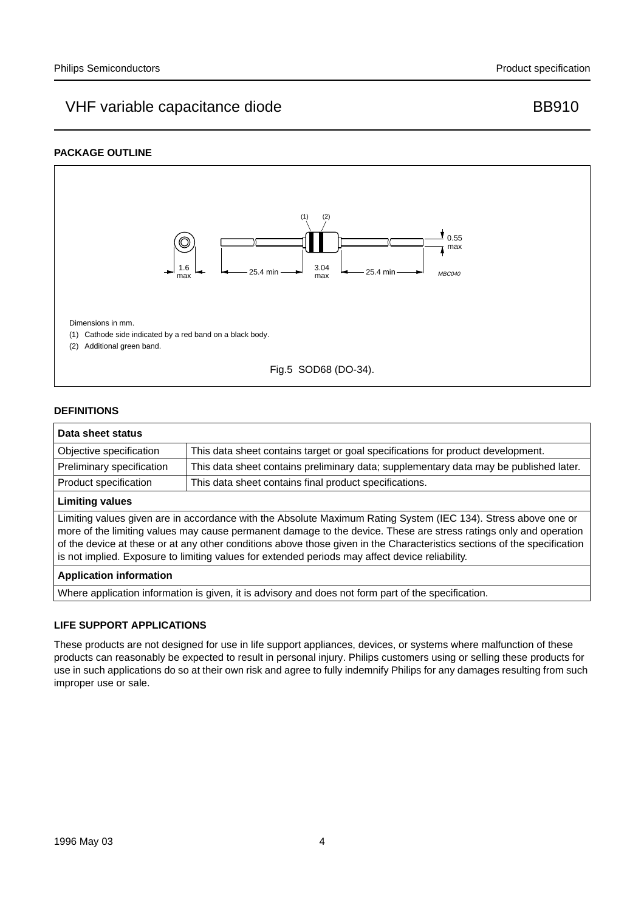## PACKAGE OUTLINE

(1) (2)

0.55 max

1.6 max

25.4 min

3.04 max

25.4 min

MBC040

Dimensions in mm.

(1) Cathode side indicated by a red band on a black body.

(2) Additional green band.

Fig.5 SOD68 (DO-34).

## DEFINITIONS

| Data sheet status | |
|---|---|
| Objective specification | This data sheet contains target or goal specifications for product development. |
| Preliminary specification | This data sheet contains preliminary data; supplementary data may be published later. |
| Product specification | This data sheet contains final product specifications. |

**Limiting values**

Limiting values given are in accordance with the Absolute Maximum Rating System (IEC 134). Stress above one or more of the limiting values may cause permanent damage to the device. These are stress ratings only and operation of the device at these or at any other conditions above those given in the Characteristics sections of the specification is not implied. Exposure to limiting values for extended periods may affect device reliability.

**Application information**

Where application information is given, it is advisory and does not form part of the specification.

## LIFE SUPPORT APPLICATIONS

These products are not designed for use in life support appliances, devices, or systems where malfunction of these products can reasonably be expected to result in personal injury. Philips customers using or selling these products for use in such applications do so at their own risk and agree to fully indemnify Philips for any damages resulting from such improper use or sale.